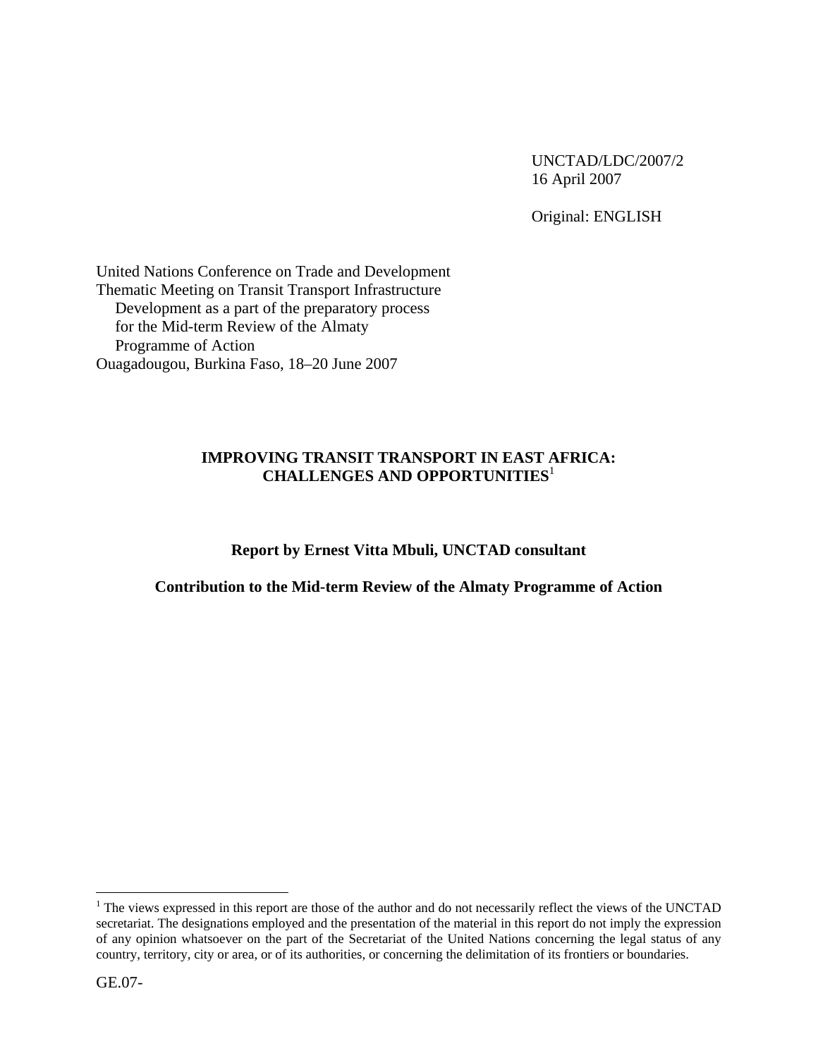UNCTAD/LDC/2007/2
16 April 2007

Original: ENGLISH

United Nations Conference on Trade and Development
Thematic Meeting on Transit Transport Infrastructure
Development as a part of the preparatory process
for the Mid-term Review of the Almaty
Programme of Action
Ouagadougou, Burkina Faso, 18–20 June 2007

# IMPROVING TRANSIT TRANSPORT IN EAST AFRICA: CHALLENGES AND OPPORTUNITIES[1]

**Report by Ernest Vitta Mbuli, UNCTAD consultant**

**Contribution to the Mid-term Review of the Almaty Programme of Action**

[1] The views expressed in this report are those of the author and do not necessarily reflect the views of the UNCTAD secretariat. The designations employed and the presentation of the material in this report do not imply the expression of any opinion whatsoever on the part of the Secretariat of the United Nations concerning the legal status of any country, territory, city or area, or of its authorities, or concerning the delimitation of its frontiers or boundaries.

GE.07-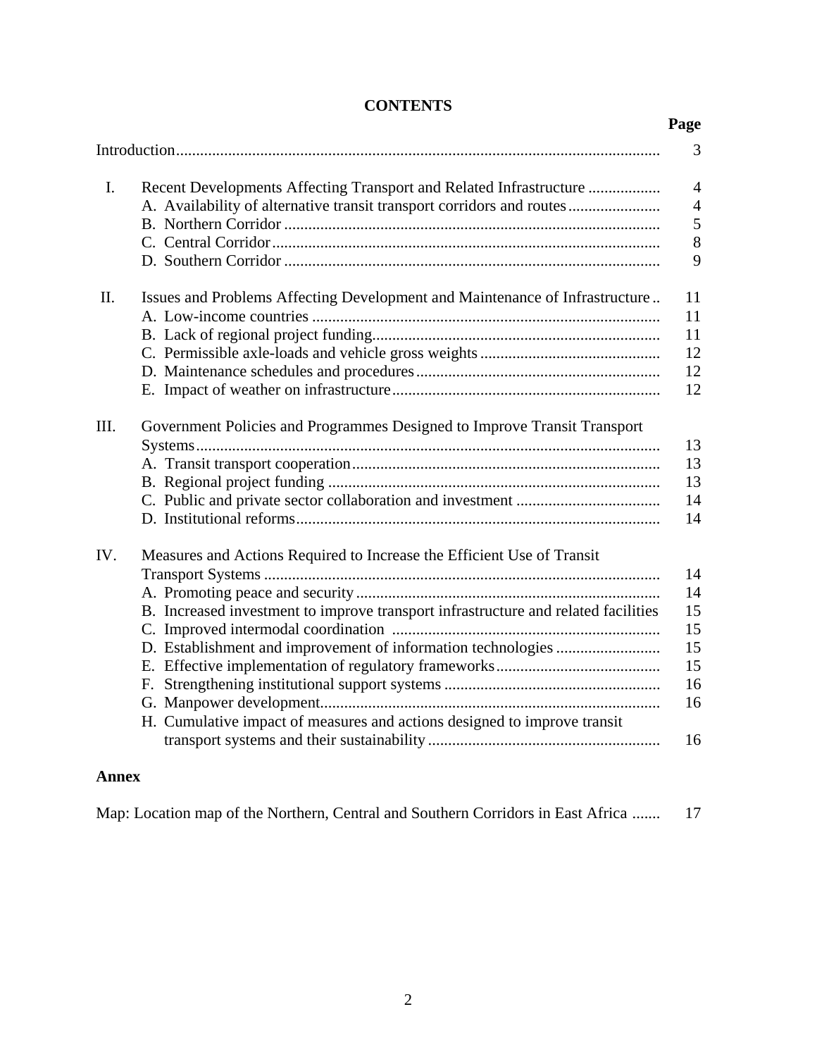# CONTENTS

| | | Page |
|---|---|---|
| | Introduction | 3 |
| I. | Recent Developments Affecting Transport and Related Infrastructure | 4 |
| | A. Availability of alternative transit transport corridors and routes | 4 |
| | B. Northern Corridor | 5 |
| | C. Central Corridor | 8 |
| | D. Southern Corridor | 9 |
| II. | Issues and Problems Affecting Development and Maintenance of Infrastructure | 11 |
| | A. Low-income countries | 11 |
| | B. Lack of regional project funding | 11 |
| | C. Permissible axle-loads and vehicle gross weights | 12 |
| | D. Maintenance schedules and procedures | 12 |
| | E. Impact of weather on infrastructure | 12 |
| III. | Government Policies and Programmes Designed to Improve Transit Transport Systems | 13 |
| | A. Transit transport cooperation | 13 |
| | B. Regional project funding | 13 |
| | C. Public and private sector collaboration and investment | 14 |
| | D. Institutional reforms | 14 |
| IV. | Measures and Actions Required to Increase the Efficient Use of Transit Transport Systems | 14 |
| | A. Promoting peace and security | 14 |
| | B. Increased investment to improve transport infrastructure and related facilities | 15 |
| | C. Improved intermodal coordination | 15 |
| | D. Establishment and improvement of information technologies | 15 |
| | E. Effective implementation of regulatory frameworks | 15 |
| | F. Strengthening institutional support systems | 16 |
| | G. Manpower development | 16 |
| | H. Cumulative impact of measures and actions designed to improve transit transport systems and their sustainability | 16 |

**Annex**

| | |
|---|---|
| Map: Location map of the Northern, Central and Southern Corridors in East Africa | 17 |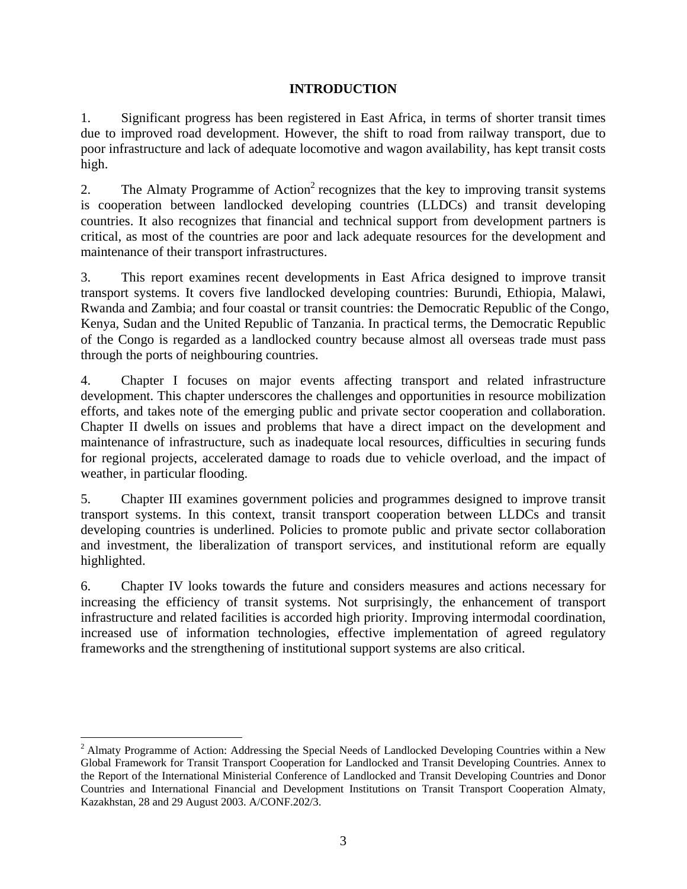# INTRODUCTION

1. Significant progress has been registered in East Africa, in terms of shorter transit times due to improved road development. However, the shift to road from railway transport, due to poor infrastructure and lack of adequate locomotive and wagon availability, has kept transit costs high.

2. The Almaty Programme of Action[2] recognizes that the key to improving transit systems is cooperation between landlocked developing countries (LLDCs) and transit developing countries. It also recognizes that financial and technical support from development partners is critical, as most of the countries are poor and lack adequate resources for the development and maintenance of their transport infrastructures.

3. This report examines recent developments in East Africa designed to improve transit transport systems. It covers five landlocked developing countries: Burundi, Ethiopia, Malawi, Rwanda and Zambia; and four coastal or transit countries: the Democratic Republic of the Congo, Kenya, Sudan and the United Republic of Tanzania. In practical terms, the Democratic Republic of the Congo is regarded as a landlocked country because almost all overseas trade must pass through the ports of neighbouring countries.

4. Chapter I focuses on major events affecting transport and related infrastructure development. This chapter underscores the challenges and opportunities in resource mobilization efforts, and takes note of the emerging public and private sector cooperation and collaboration. Chapter II dwells on issues and problems that have a direct impact on the development and maintenance of infrastructure, such as inadequate local resources, difficulties in securing funds for regional projects, accelerated damage to roads due to vehicle overload, and the impact of weather, in particular flooding.

5. Chapter III examines government policies and programmes designed to improve transit transport systems. In this context, transit transport cooperation between LLDCs and transit developing countries is underlined. Policies to promote public and private sector collaboration and investment, the liberalization of transport services, and institutional reform are equally highlighted.

6. Chapter IV looks towards the future and considers measures and actions necessary for increasing the efficiency of transit systems. Not surprisingly, the enhancement of transport infrastructure and related facilities is accorded high priority. Improving intermodal coordination, increased use of information technologies, effective implementation of agreed regulatory frameworks and the strengthening of institutional support systems are also critical.

---

[2] Almaty Programme of Action: Addressing the Special Needs of Landlocked Developing Countries within a New Global Framework for Transit Transport Cooperation for Landlocked and Transit Developing Countries. Annex to the Report of the International Ministerial Conference of Landlocked and Transit Developing Countries and Donor Countries and International Financial and Development Institutions on Transit Transport Cooperation Almaty, Kazakhstan, 28 and 29 August 2003. A/CONF.202/3.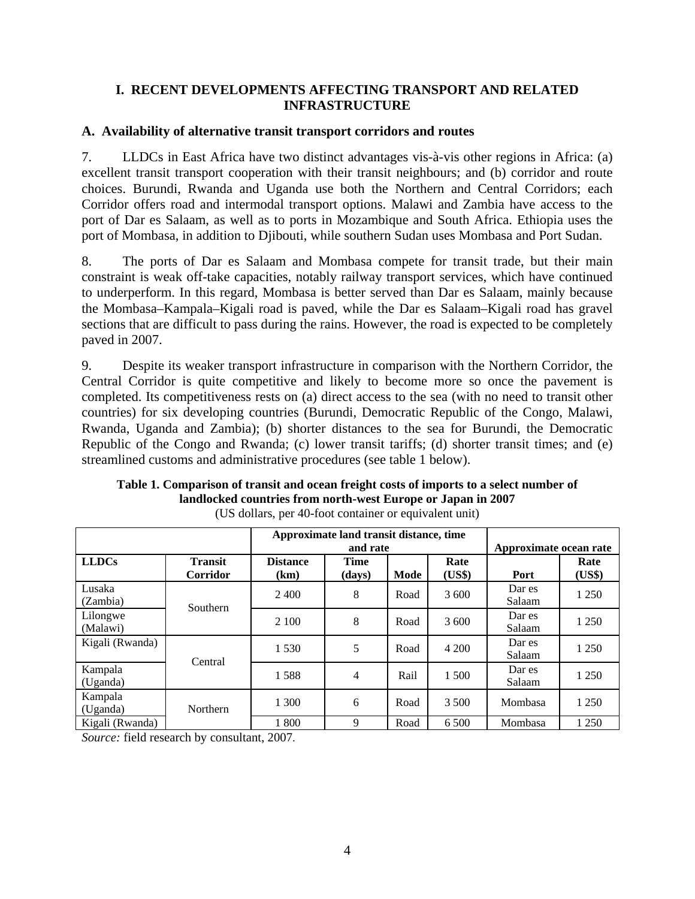## I. RECENT DEVELOPMENTS AFFECTING TRANSPORT AND RELATED INFRASTRUCTURE

### A. Availability of alternative transit transport corridors and routes

7. LLDCs in East Africa have two distinct advantages vis-à-vis other regions in Africa: (a) excellent transit transport cooperation with their transit neighbours; and (b) corridor and route choices. Burundi, Rwanda and Uganda use both the Northern and Central Corridors; each Corridor offers road and intermodal transport options. Malawi and Zambia have access to the port of Dar es Salaam, as well as to ports in Mozambique and South Africa. Ethiopia uses the port of Mombasa, in addition to Djibouti, while southern Sudan uses Mombasa and Port Sudan.

8. The ports of Dar es Salaam and Mombasa compete for transit trade, but their main constraint is weak off-take capacities, notably railway transport services, which have continued to underperform. In this regard, Mombasa is better served than Dar es Salaam, mainly because the Mombasa–Kampala–Kigali road is paved, while the Dar es Salaam–Kigali road has gravel sections that are difficult to pass during the rains. However, the road is expected to be completely paved in 2007.

9. Despite its weaker transport infrastructure in comparison with the Northern Corridor, the Central Corridor is quite competitive and likely to become more so once the pavement is completed. Its competitiveness rests on (a) direct access to the sea (with no need to transit other countries) for six developing countries (Burundi, Democratic Republic of the Congo, Malawi, Rwanda, Uganda and Zambia); (b) shorter distances to the sea for Burundi, the Democratic Republic of the Congo and Rwanda; (c) lower transit tariffs; (d) shorter transit times; and (e) streamlined customs and administrative procedures (see table 1 below).

**Table 1. Comparison of transit and ocean freight costs of imports to a select number of landlocked countries from north-west Europe or Japan in 2007**

(US dollars, per 40-foot container or equivalent unit)

| | | Approximate land transit distance, time and rate | | | | Approximate ocean rate | |
|---|---|---|---|---|---|---|---|
| **LLDCs** | **Transit Corridor** | **Distance (km)** | **Time (days)** | **Mode** | **Rate (US$)** | **Port** | **Rate (US$)** |
| Lusaka (Zambia) | Southern | 2 400 | 8 | Road | 3 600 | Dar es Salaam | 1 250 |
| Lilongwe (Malawi) | | 2 100 | 8 | Road | 3 600 | Dar es Salaam | 1 250 |
| Kigali (Rwanda) | Central | 1 530 | 5 | Road | 4 200 | Dar es Salaam | 1 250 |
| Kampala (Uganda) | | 1 588 | 4 | Rail | 1 500 | Dar es Salaam | 1 250 |
| Kampala (Uganda) | Northern | 1 300 | 6 | Road | 3 500 | Mombasa | 1 250 |
| Kigali (Rwanda) | | 1 800 | 9 | Road | 6 500 | Mombasa | 1 250 |

*Source:* field research by consultant, 2007.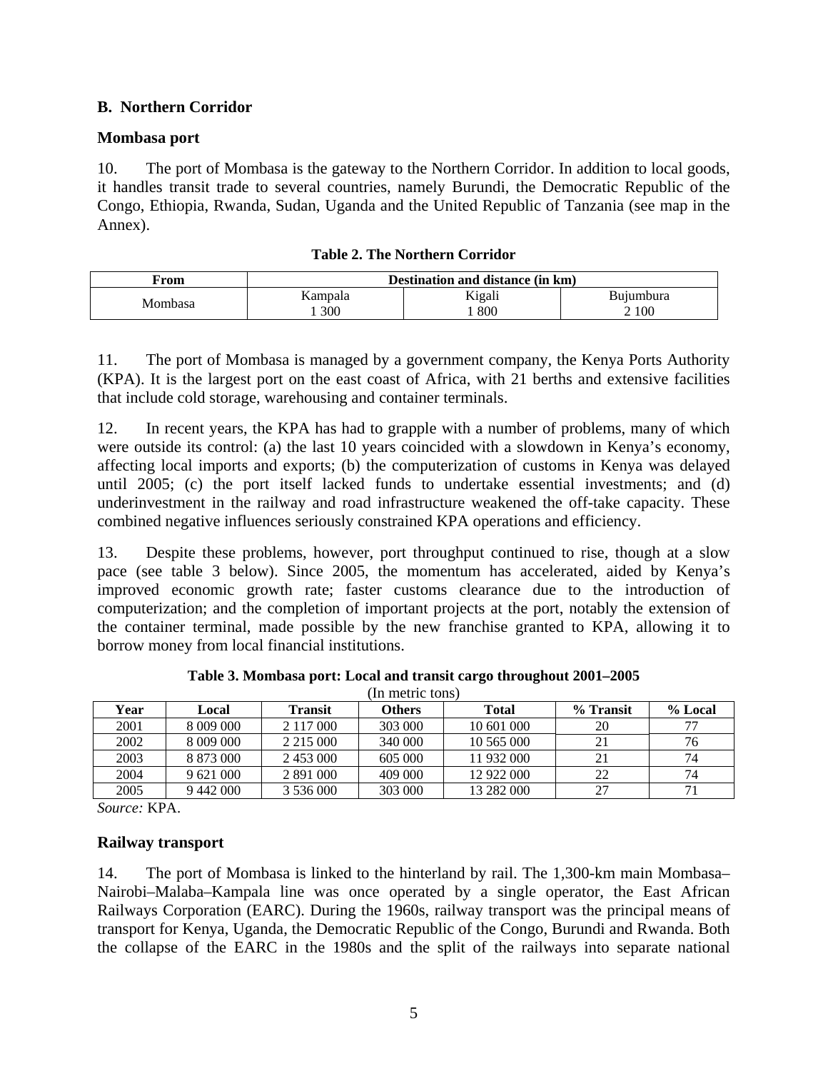## B. Northern Corridor

### Mombasa port

10. The port of Mombasa is the gateway to the Northern Corridor. In addition to local goods, it handles transit trade to several countries, namely Burundi, the Democratic Republic of the Congo, Ethiopia, Rwanda, Sudan, Uganda and the United Republic of Tanzania (see map in the Annex).

**Table 2. The Northern Corridor**

| From | Destination and distance (in km) | | |
|---|---|---|---|
| Mombasa | Kampala<br>1 300 | Kigali<br>1 800 | Bujumbura<br>2 100 |

11. The port of Mombasa is managed by a government company, the Kenya Ports Authority (KPA). It is the largest port on the east coast of Africa, with 21 berths and extensive facilities that include cold storage, warehousing and container terminals.

12. In recent years, the KPA has had to grapple with a number of problems, many of which were outside its control: (a) the last 10 years coincided with a slowdown in Kenya's economy, affecting local imports and exports; (b) the computerization of customs in Kenya was delayed until 2005; (c) the port itself lacked funds to undertake essential investments; and (d) underinvestment in the railway and road infrastructure weakened the off-take capacity. These combined negative influences seriously constrained KPA operations and efficiency.

13. Despite these problems, however, port throughput continued to rise, though at a slow pace (see table 3 below). Since 2005, the momentum has accelerated, aided by Kenya's improved economic growth rate; faster customs clearance due to the introduction of computerization; and the completion of important projects at the port, notably the extension of the container terminal, made possible by the new franchise granted to KPA, allowing it to borrow money from local financial institutions.

**Table 3. Mombasa port: Local and transit cargo throughout 2001–2005**

(In metric tons)

| Year | Local | Transit | Others | Total | % Transit | % Local |
|---|---|---|---|---|---|---|
| 2001 | 8 009 000 | 2 117 000 | 303 000 | 10 601 000 | 20 | 77 |
| 2002 | 8 009 000 | 2 215 000 | 340 000 | 10 565 000 | 21 | 76 |
| 2003 | 8 873 000 | 2 453 000 | 605 000 | 11 932 000 | 21 | 74 |
| 2004 | 9 621 000 | 2 891 000 | 409 000 | 12 922 000 | 22 | 74 |
| 2005 | 9 442 000 | 3 536 000 | 303 000 | 13 282 000 | 27 | 71 |

*Source:* KPA.

### Railway transport

14. The port of Mombasa is linked to the hinterland by rail. The 1,300-km main Mombasa–Nairobi–Malaba–Kampala line was once operated by a single operator, the East African Railways Corporation (EARC). During the 1960s, railway transport was the principal means of transport for Kenya, Uganda, the Democratic Republic of the Congo, Burundi and Rwanda. Both the collapse of the EARC in the 1980s and the split of the railways into separate national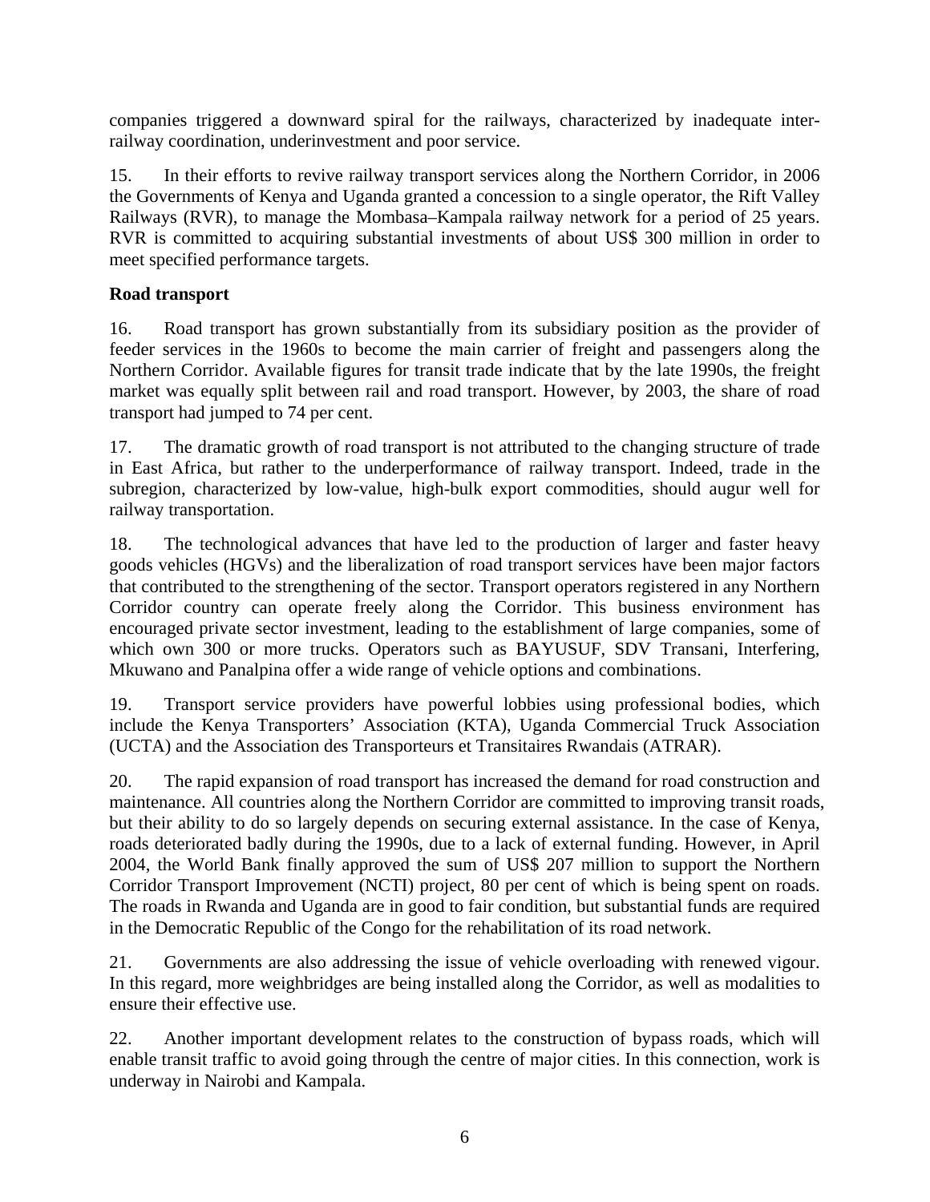companies triggered a downward spiral for the railways, characterized by inadequate inter-railway coordination, underinvestment and poor service.

15. In their efforts to revive railway transport services along the Northern Corridor, in 2006 the Governments of Kenya and Uganda granted a concession to a single operator, the Rift Valley Railways (RVR), to manage the Mombasa–Kampala railway network for a period of 25 years. RVR is committed to acquiring substantial investments of about US$ 300 million in order to meet specified performance targets.

**Road transport**

16. Road transport has grown substantially from its subsidiary position as the provider of feeder services in the 1960s to become the main carrier of freight and passengers along the Northern Corridor. Available figures for transit trade indicate that by the late 1990s, the freight market was equally split between rail and road transport. However, by 2003, the share of road transport had jumped to 74 per cent.

17. The dramatic growth of road transport is not attributed to the changing structure of trade in East Africa, but rather to the underperformance of railway transport. Indeed, trade in the subregion, characterized by low-value, high-bulk export commodities, should augur well for railway transportation.

18. The technological advances that have led to the production of larger and faster heavy goods vehicles (HGVs) and the liberalization of road transport services have been major factors that contributed to the strengthening of the sector. Transport operators registered in any Northern Corridor country can operate freely along the Corridor. This business environment has encouraged private sector investment, leading to the establishment of large companies, some of which own 300 or more trucks. Operators such as BAYUSUF, SDV Transani, Interfering, Mkuwano and Panalpina offer a wide range of vehicle options and combinations.

19. Transport service providers have powerful lobbies using professional bodies, which include the Kenya Transporters' Association (KTA), Uganda Commercial Truck Association (UCTA) and the Association des Transporteurs et Transitaires Rwandais (ATRAR).

20. The rapid expansion of road transport has increased the demand for road construction and maintenance. All countries along the Northern Corridor are committed to improving transit roads, but their ability to do so largely depends on securing external assistance. In the case of Kenya, roads deteriorated badly during the 1990s, due to a lack of external funding. However, in April 2004, the World Bank finally approved the sum of US$ 207 million to support the Northern Corridor Transport Improvement (NCTI) project, 80 per cent of which is being spent on roads. The roads in Rwanda and Uganda are in good to fair condition, but substantial funds are required in the Democratic Republic of the Congo for the rehabilitation of its road network.

21. Governments are also addressing the issue of vehicle overloading with renewed vigour. In this regard, more weighbridges are being installed along the Corridor, as well as modalities to ensure their effective use.

22. Another important development relates to the construction of bypass roads, which will enable transit traffic to avoid going through the centre of major cities. In this connection, work is underway in Nairobi and Kampala.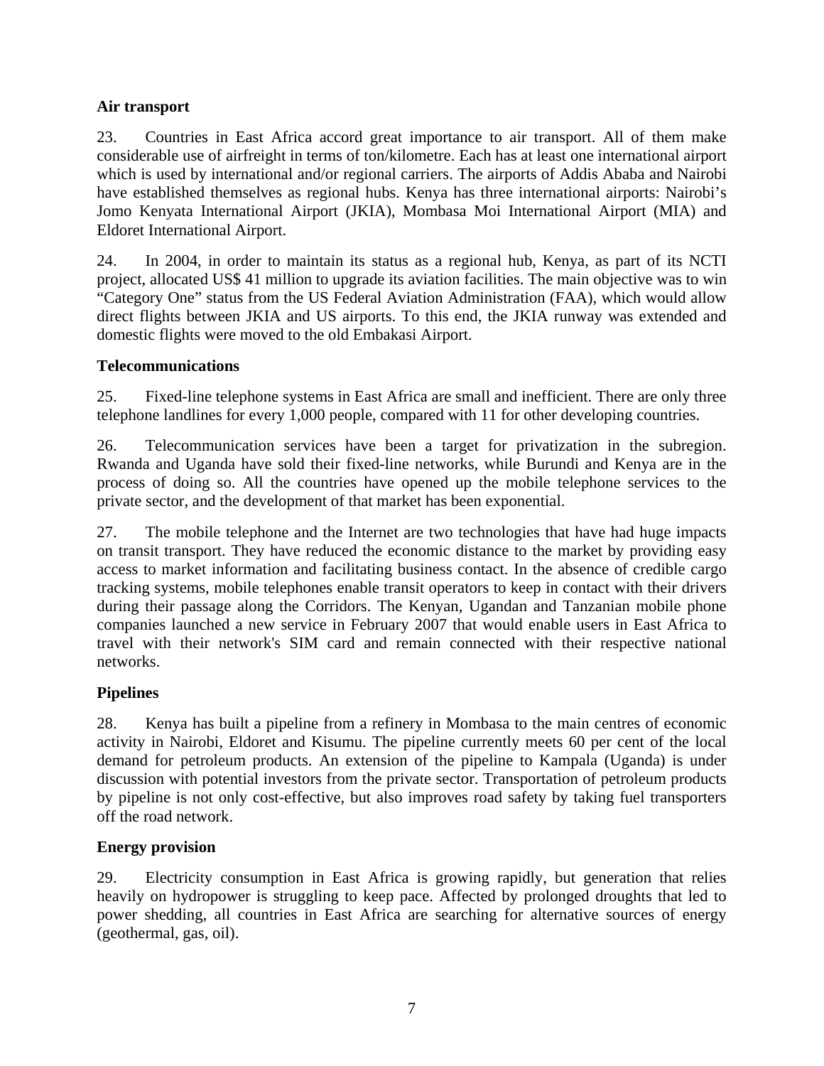**Air transport**

23. Countries in East Africa accord great importance to air transport. All of them make considerable use of airfreight in terms of ton/kilometre. Each has at least one international airport which is used by international and/or regional carriers. The airports of Addis Ababa and Nairobi have established themselves as regional hubs. Kenya has three international airports: Nairobi's Jomo Kenyata International Airport (JKIA), Mombasa Moi International Airport (MIA) and Eldoret International Airport.

24. In 2004, in order to maintain its status as a regional hub, Kenya, as part of its NCTI project, allocated US$ 41 million to upgrade its aviation facilities. The main objective was to win "Category One" status from the US Federal Aviation Administration (FAA), which would allow direct flights between JKIA and US airports. To this end, the JKIA runway was extended and domestic flights were moved to the old Embakasi Airport.

**Telecommunications**

25. Fixed-line telephone systems in East Africa are small and inefficient. There are only three telephone landlines for every 1,000 people, compared with 11 for other developing countries.

26. Telecommunication services have been a target for privatization in the subregion. Rwanda and Uganda have sold their fixed-line networks, while Burundi and Kenya are in the process of doing so. All the countries have opened up the mobile telephone services to the private sector, and the development of that market has been exponential.

27. The mobile telephone and the Internet are two technologies that have had huge impacts on transit transport. They have reduced the economic distance to the market by providing easy access to market information and facilitating business contact. In the absence of credible cargo tracking systems, mobile telephones enable transit operators to keep in contact with their drivers during their passage along the Corridors. The Kenyan, Ugandan and Tanzanian mobile phone companies launched a new service in February 2007 that would enable users in East Africa to travel with their network's SIM card and remain connected with their respective national networks.

**Pipelines**

28. Kenya has built a pipeline from a refinery in Mombasa to the main centres of economic activity in Nairobi, Eldoret and Kisumu. The pipeline currently meets 60 per cent of the local demand for petroleum products. An extension of the pipeline to Kampala (Uganda) is under discussion with potential investors from the private sector. Transportation of petroleum products by pipeline is not only cost-effective, but also improves road safety by taking fuel transporters off the road network.

**Energy provision**

29. Electricity consumption in East Africa is growing rapidly, but generation that relies heavily on hydropower is struggling to keep pace. Affected by prolonged droughts that led to power shedding, all countries in East Africa are searching for alternative sources of energy (geothermal, gas, oil).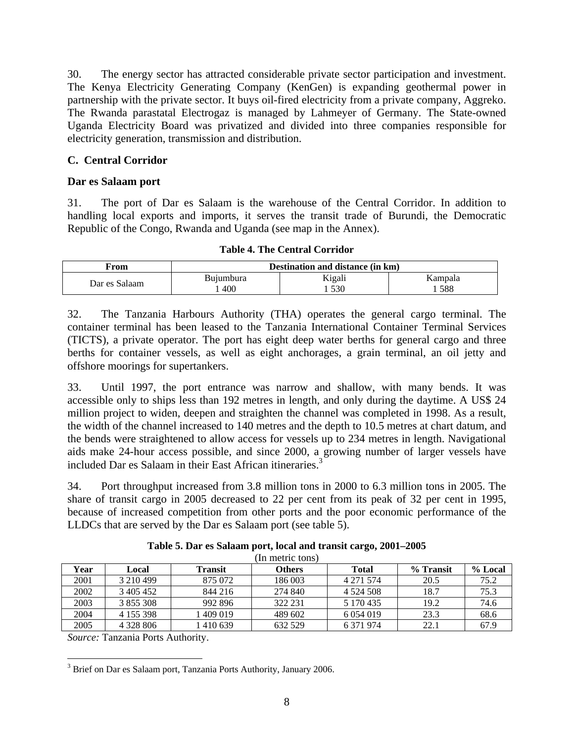30. The energy sector has attracted considerable private sector participation and investment. The Kenya Electricity Generating Company (KenGen) is expanding geothermal power in partnership with the private sector. It buys oil-fired electricity from a private company, Aggreko. The Rwanda parastatal Electrogaz is managed by Lahmeyer of Germany. The State-owned Uganda Electricity Board was privatized and divided into three companies responsible for electricity generation, transmission and distribution.

### C. Central Corridor

#### Dar es Salaam port

31. The port of Dar es Salaam is the warehouse of the Central Corridor. In addition to handling local exports and imports, it serves the transit trade of Burundi, the Democratic Republic of the Congo, Rwanda and Uganda (see map in the Annex).

**Table 4. The Central Corridor**

| From | Destination and distance (in km) | | |
|---|---|---|---|
| Dar es Salaam | Bujumbura<br>1 400 | Kigali<br>1 530 | Kampala<br>1 588 |

32. The Tanzania Harbours Authority (THA) operates the general cargo terminal. The container terminal has been leased to the Tanzania International Container Terminal Services (TICTS), a private operator. The port has eight deep water berths for general cargo and three berths for container vessels, as well as eight anchorages, a grain terminal, an oil jetty and offshore moorings for supertankers.

33. Until 1997, the port entrance was narrow and shallow, with many bends. It was accessible only to ships less than 192 metres in length, and only during the daytime. A US$ 24 million project to widen, deepen and straighten the channel was completed in 1998. As a result, the width of the channel increased to 140 metres and the depth to 10.5 metres at chart datum, and the bends were straightened to allow access for vessels up to 234 metres in length. Navigational aids make 24-hour access possible, and since 2000, a growing number of larger vessels have included Dar es Salaam in their East African itineraries.[3]

34. Port throughput increased from 3.8 million tons in 2000 to 6.3 million tons in 2005. The share of transit cargo in 2005 decreased to 22 per cent from its peak of 32 per cent in 1995, because of increased competition from other ports and the poor economic performance of the LLDCs that are served by the Dar es Salaam port (see table 5).

**Table 5. Dar es Salaam port, local and transit cargo, 2001–2005**

(In metric tons)

| Year | Local | Transit | Others | Total | % Transit | % Local |
|---|---|---|---|---|---|---|
| 2001 | 3 210 499 | 875 072 | 186 003 | 4 271 574 | 20.5 | 75.2 |
| 2002 | 3 405 452 | 844 216 | 274 840 | 4 524 508 | 18.7 | 75.3 |
| 2003 | 3 855 308 | 992 896 | 322 231 | 5 170 435 | 19.2 | 74.6 |
| 2004 | 4 155 398 | 1 409 019 | 489 602 | 6 054 019 | 23.3 | 68.6 |
| 2005 | 4 328 806 | 1 410 639 | 632 529 | 6 371 974 | 22.1 | 67.9 |

*Source:* Tanzania Ports Authority.

[3] Brief on Dar es Salaam port, Tanzania Ports Authority, January 2006.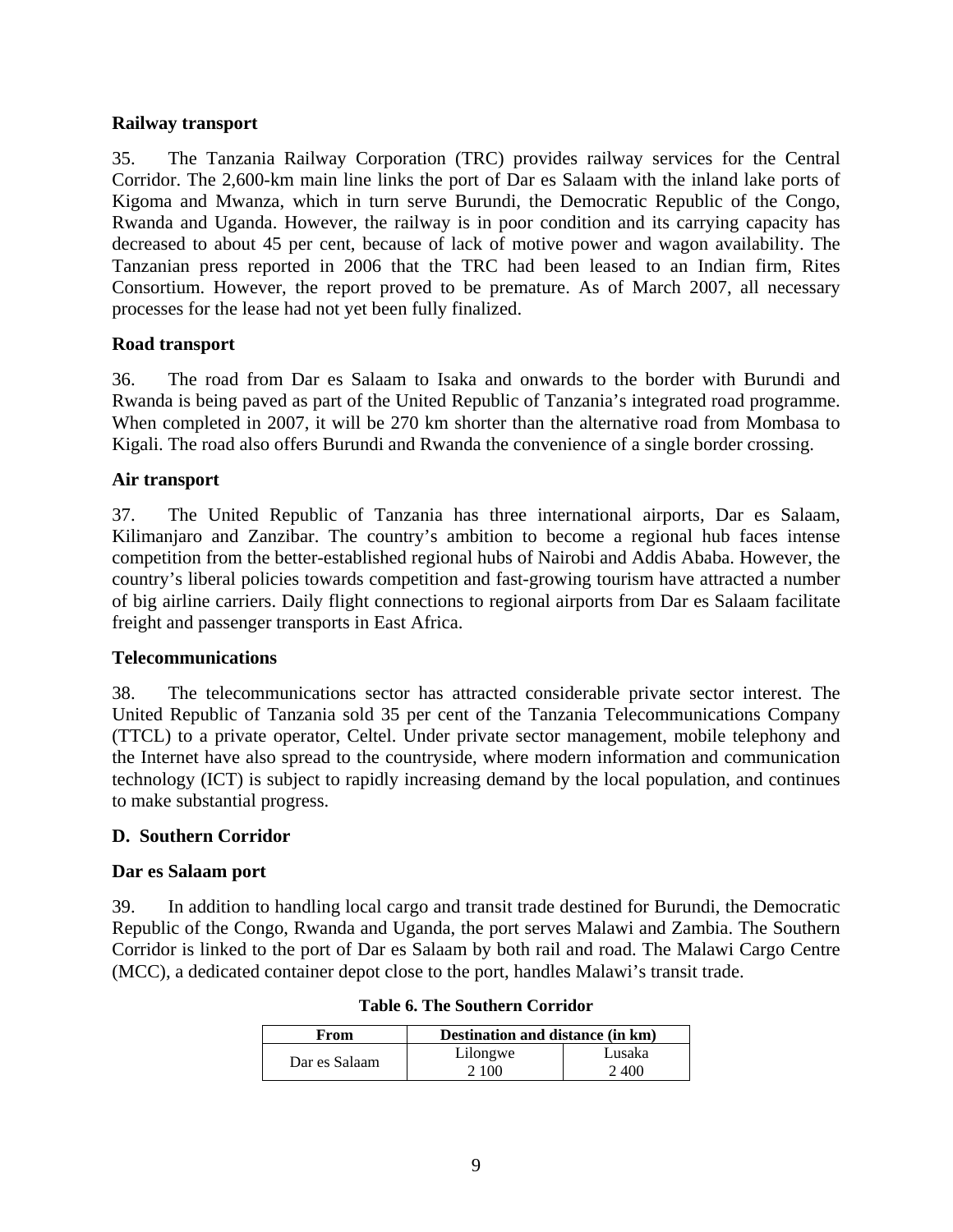**Railway transport**

35. The Tanzania Railway Corporation (TRC) provides railway services for the Central Corridor. The 2,600-km main line links the port of Dar es Salaam with the inland lake ports of Kigoma and Mwanza, which in turn serve Burundi, the Democratic Republic of the Congo, Rwanda and Uganda. However, the railway is in poor condition and its carrying capacity has decreased to about 45 per cent, because of lack of motive power and wagon availability. The Tanzanian press reported in 2006 that the TRC had been leased to an Indian firm, Rites Consortium. However, the report proved to be premature. As of March 2007, all necessary processes for the lease had not yet been fully finalized.

**Road transport**

36. The road from Dar es Salaam to Isaka and onwards to the border with Burundi and Rwanda is being paved as part of the United Republic of Tanzania's integrated road programme. When completed in 2007, it will be 270 km shorter than the alternative road from Mombasa to Kigali. The road also offers Burundi and Rwanda the convenience of a single border crossing.

**Air transport**

37. The United Republic of Tanzania has three international airports, Dar es Salaam, Kilimanjaro and Zanzibar. The country's ambition to become a regional hub faces intense competition from the better-established regional hubs of Nairobi and Addis Ababa. However, the country's liberal policies towards competition and fast-growing tourism have attracted a number of big airline carriers. Daily flight connections to regional airports from Dar es Salaam facilitate freight and passenger transports in East Africa.

**Telecommunications**

38. The telecommunications sector has attracted considerable private sector interest. The United Republic of Tanzania sold 35 per cent of the Tanzania Telecommunications Company (TTCL) to a private operator, Celtel. Under private sector management, mobile telephony and the Internet have also spread to the countryside, where modern information and communication technology (ICT) is subject to rapidly increasing demand by the local population, and continues to make substantial progress.

## D. Southern Corridor

**Dar es Salaam port**

39. In addition to handling local cargo and transit trade destined for Burundi, the Democratic Republic of the Congo, Rwanda and Uganda, the port serves Malawi and Zambia. The Southern Corridor is linked to the port of Dar es Salaam by both rail and road. The Malawi Cargo Centre (MCC), a dedicated container depot close to the port, handles Malawi's transit trade.

**Table 6. The Southern Corridor**

| From | Destination and distance (in km) | |
|---|---|---|
| Dar es Salaam | Lilongwe<br>2 100 | Lusaka<br>2 400 |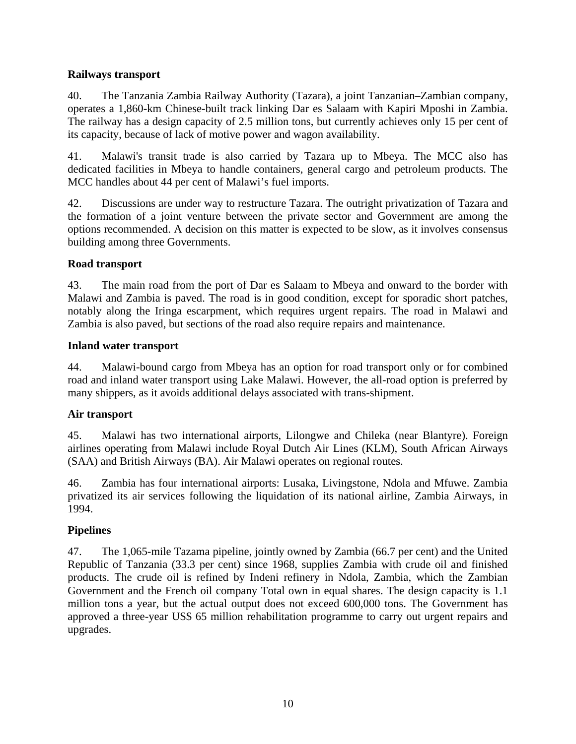**Railways transport**

40. The Tanzania Zambia Railway Authority (Tazara), a joint Tanzanian–Zambian company, operates a 1,860-km Chinese-built track linking Dar es Salaam with Kapiri Mposhi in Zambia. The railway has a design capacity of 2.5 million tons, but currently achieves only 15 per cent of its capacity, because of lack of motive power and wagon availability.

41. Malawi's transit trade is also carried by Tazara up to Mbeya. The MCC also has dedicated facilities in Mbeya to handle containers, general cargo and petroleum products. The MCC handles about 44 per cent of Malawi's fuel imports.

42. Discussions are under way to restructure Tazara. The outright privatization of Tazara and the formation of a joint venture between the private sector and Government are among the options recommended. A decision on this matter is expected to be slow, as it involves consensus building among three Governments.

**Road transport**

43. The main road from the port of Dar es Salaam to Mbeya and onward to the border with Malawi and Zambia is paved. The road is in good condition, except for sporadic short patches, notably along the Iringa escarpment, which requires urgent repairs. The road in Malawi and Zambia is also paved, but sections of the road also require repairs and maintenance.

**Inland water transport**

44. Malawi-bound cargo from Mbeya has an option for road transport only or for combined road and inland water transport using Lake Malawi. However, the all-road option is preferred by many shippers, as it avoids additional delays associated with trans-shipment.

**Air transport**

45. Malawi has two international airports, Lilongwe and Chileka (near Blantyre). Foreign airlines operating from Malawi include Royal Dutch Air Lines (KLM), South African Airways (SAA) and British Airways (BA). Air Malawi operates on regional routes.

46. Zambia has four international airports: Lusaka, Livingstone, Ndola and Mfuwe. Zambia privatized its air services following the liquidation of its national airline, Zambia Airways, in 1994.

**Pipelines**

47. The 1,065-mile Tazama pipeline, jointly owned by Zambia (66.7 per cent) and the United Republic of Tanzania (33.3 per cent) since 1968, supplies Zambia with crude oil and finished products. The crude oil is refined by Indeni refinery in Ndola, Zambia, which the Zambian Government and the French oil company Total own in equal shares. The design capacity is 1.1 million tons a year, but the actual output does not exceed 600,000 tons. The Government has approved a three-year US$ 65 million rehabilitation programme to carry out urgent repairs and upgrades.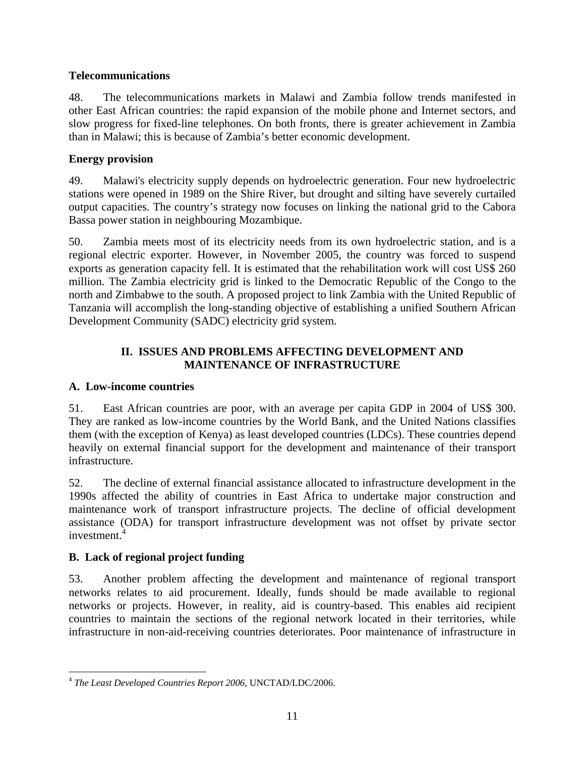**Telecommunications**

48. The telecommunications markets in Malawi and Zambia follow trends manifested in other East African countries: the rapid expansion of the mobile phone and Internet sectors, and slow progress for fixed-line telephones. On both fronts, there is greater achievement in Zambia than in Malawi; this is because of Zambia's better economic development.

**Energy provision**

49. Malawi's electricity supply depends on hydroelectric generation. Four new hydroelectric stations were opened in 1989 on the Shire River, but drought and silting have severely curtailed output capacities. The country's strategy now focuses on linking the national grid to the Cabora Bassa power station in neighbouring Mozambique.

50. Zambia meets most of its electricity needs from its own hydroelectric station, and is a regional electric exporter. However, in November 2005, the country was forced to suspend exports as generation capacity fell. It is estimated that the rehabilitation work will cost US$ 260 million. The Zambia electricity grid is linked to the Democratic Republic of the Congo to the north and Zimbabwe to the south. A proposed project to link Zambia with the United Republic of Tanzania will accomplish the long-standing objective of establishing a unified Southern African Development Community (SADC) electricity grid system.

## II. ISSUES AND PROBLEMS AFFECTING DEVELOPMENT AND MAINTENANCE OF INFRASTRUCTURE

### A. Low-income countries

51. East African countries are poor, with an average per capita GDP in 2004 of US$ 300. They are ranked as low-income countries by the World Bank, and the United Nations classifies them (with the exception of Kenya) as least developed countries (LDCs). These countries depend heavily on external financial support for the development and maintenance of their transport infrastructure.

52. The decline of external financial assistance allocated to infrastructure development in the 1990s affected the ability of countries in East Africa to undertake major construction and maintenance work of transport infrastructure projects. The decline of official development assistance (ODA) for transport infrastructure development was not offset by private sector investment.[4]

### B. Lack of regional project funding

53. Another problem affecting the development and maintenance of regional transport networks relates to aid procurement. Ideally, funds should be made available to regional networks or projects. However, in reality, aid is country-based. This enables aid recipient countries to maintain the sections of the regional network located in their territories, while infrastructure in non-aid-receiving countries deteriorates. Poor maintenance of infrastructure in

---

[4] *The Least Developed Countries Report 2006*, UNCTAD/LDC/2006.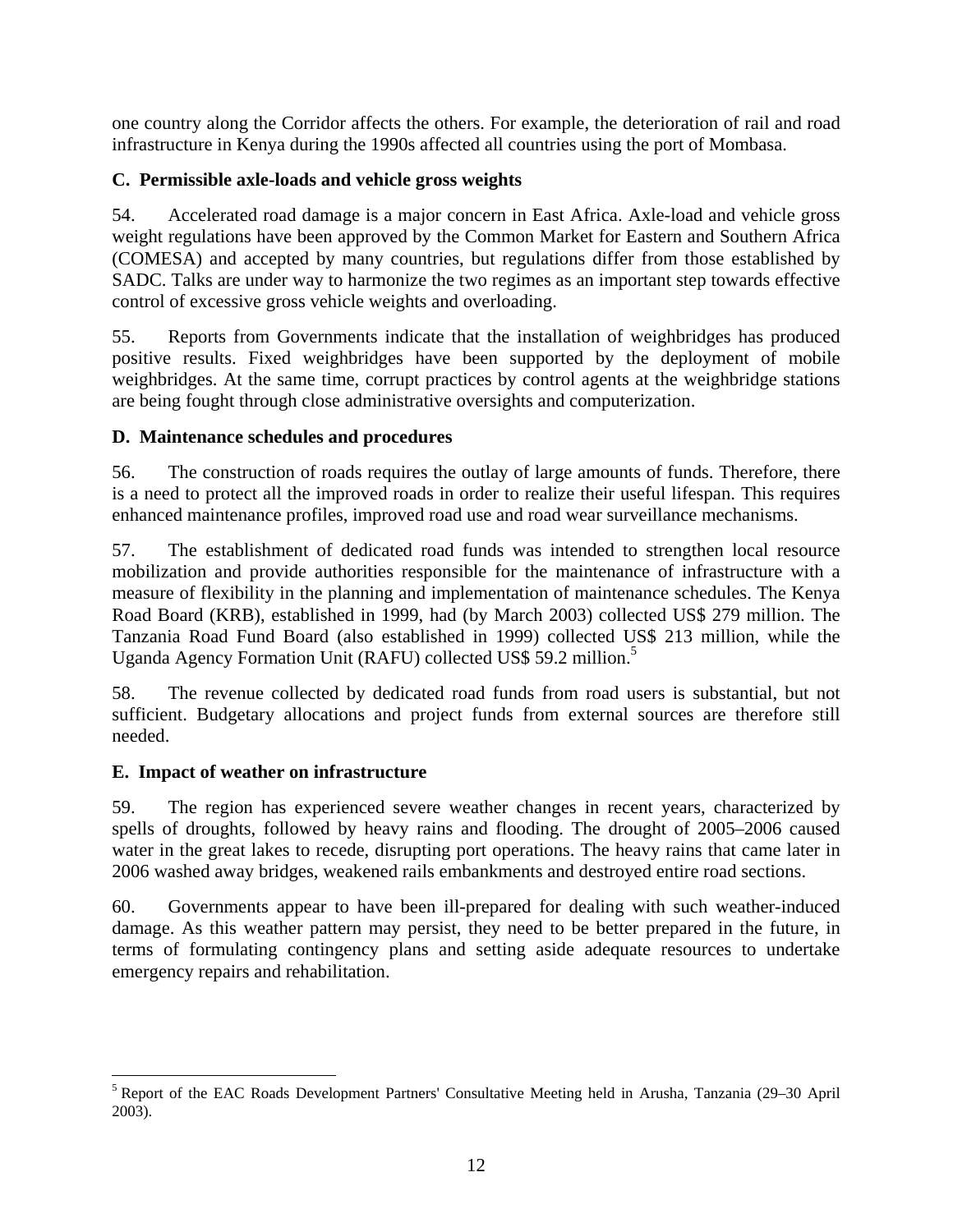one country along the Corridor affects the others. For example, the deterioration of rail and road infrastructure in Kenya during the 1990s affected all countries using the port of Mombasa.

### C. Permissible axle-loads and vehicle gross weights

54. Accelerated road damage is a major concern in East Africa. Axle-load and vehicle gross weight regulations have been approved by the Common Market for Eastern and Southern Africa (COMESA) and accepted by many countries, but regulations differ from those established by SADC. Talks are under way to harmonize the two regimes as an important step towards effective control of excessive gross vehicle weights and overloading.

55. Reports from Governments indicate that the installation of weighbridges has produced positive results. Fixed weighbridges have been supported by the deployment of mobile weighbridges. At the same time, corrupt practices by control agents at the weighbridge stations are being fought through close administrative oversights and computerization.

### D. Maintenance schedules and procedures

56. The construction of roads requires the outlay of large amounts of funds. Therefore, there is a need to protect all the improved roads in order to realize their useful lifespan. This requires enhanced maintenance profiles, improved road use and road wear surveillance mechanisms.

57. The establishment of dedicated road funds was intended to strengthen local resource mobilization and provide authorities responsible for the maintenance of infrastructure with a measure of flexibility in the planning and implementation of maintenance schedules. The Kenya Road Board (KRB), established in 1999, had (by March 2003) collected US$ 279 million. The Tanzania Road Fund Board (also established in 1999) collected US$ 213 million, while the Uganda Agency Formation Unit (RAFU) collected US$ 59.2 million.[5]

58. The revenue collected by dedicated road funds from road users is substantial, but not sufficient. Budgetary allocations and project funds from external sources are therefore still needed.

### E. Impact of weather on infrastructure

59. The region has experienced severe weather changes in recent years, characterized by spells of droughts, followed by heavy rains and flooding. The drought of 2005–2006 caused water in the great lakes to recede, disrupting port operations. The heavy rains that came later in 2006 washed away bridges, weakened rails embankments and destroyed entire road sections.

60. Governments appear to have been ill-prepared for dealing with such weather-induced damage. As this weather pattern may persist, they need to be better prepared in the future, in terms of formulating contingency plans and setting aside adequate resources to undertake emergency repairs and rehabilitation.

---

[5] Report of the EAC Roads Development Partners' Consultative Meeting held in Arusha, Tanzania (29–30 April 2003).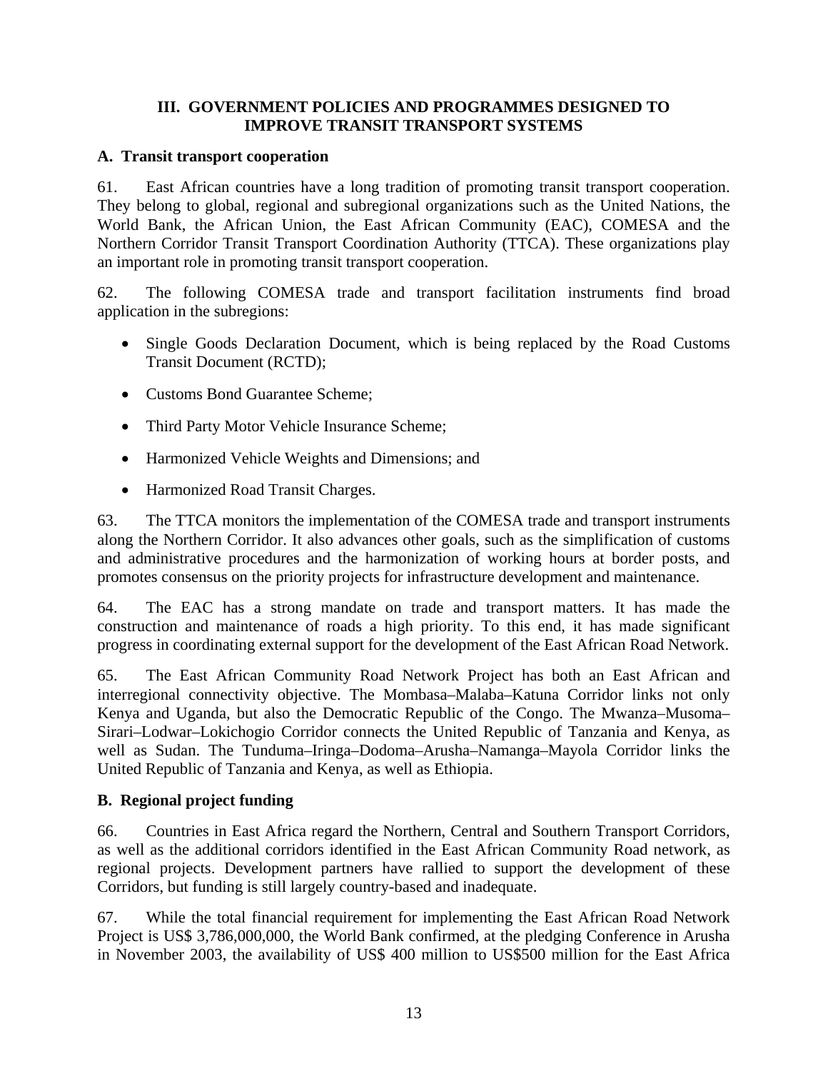## III. GOVERNMENT POLICIES AND PROGRAMMES DESIGNED TO IMPROVE TRANSIT TRANSPORT SYSTEMS

### A. Transit transport cooperation

61. East African countries have a long tradition of promoting transit transport cooperation. They belong to global, regional and subregional organizations such as the United Nations, the World Bank, the African Union, the East African Community (EAC), COMESA and the Northern Corridor Transit Transport Coordination Authority (TTCA). These organizations play an important role in promoting transit transport cooperation.

62. The following COMESA trade and transport facilitation instruments find broad application in the subregions:

- Single Goods Declaration Document, which is being replaced by the Road Customs Transit Document (RCTD);
- Customs Bond Guarantee Scheme;
- Third Party Motor Vehicle Insurance Scheme;
- Harmonized Vehicle Weights and Dimensions; and
- Harmonized Road Transit Charges.

63. The TTCA monitors the implementation of the COMESA trade and transport instruments along the Northern Corridor. It also advances other goals, such as the simplification of customs and administrative procedures and the harmonization of working hours at border posts, and promotes consensus on the priority projects for infrastructure development and maintenance.

64. The EAC has a strong mandate on trade and transport matters. It has made the construction and maintenance of roads a high priority. To this end, it has made significant progress in coordinating external support for the development of the East African Road Network.

65. The East African Community Road Network Project has both an East African and interregional connectivity objective. The Mombasa–Malaba–Katuna Corridor links not only Kenya and Uganda, but also the Democratic Republic of the Congo. The Mwanza–Musoma–Sirari–Lodwar–Lokichogio Corridor connects the United Republic of Tanzania and Kenya, as well as Sudan. The Tunduma–Iringa–Dodoma–Arusha–Namanga–Mayola Corridor links the United Republic of Tanzania and Kenya, as well as Ethiopia.

### B. Regional project funding

66. Countries in East Africa regard the Northern, Central and Southern Transport Corridors, as well as the additional corridors identified in the East African Community Road network, as regional projects. Development partners have rallied to support the development of these Corridors, but funding is still largely country-based and inadequate.

67. While the total financial requirement for implementing the East African Road Network Project is US$ 3,786,000,000, the World Bank confirmed, at the pledging Conference in Arusha in November 2003, the availability of US$ 400 million to US$500 million for the East Africa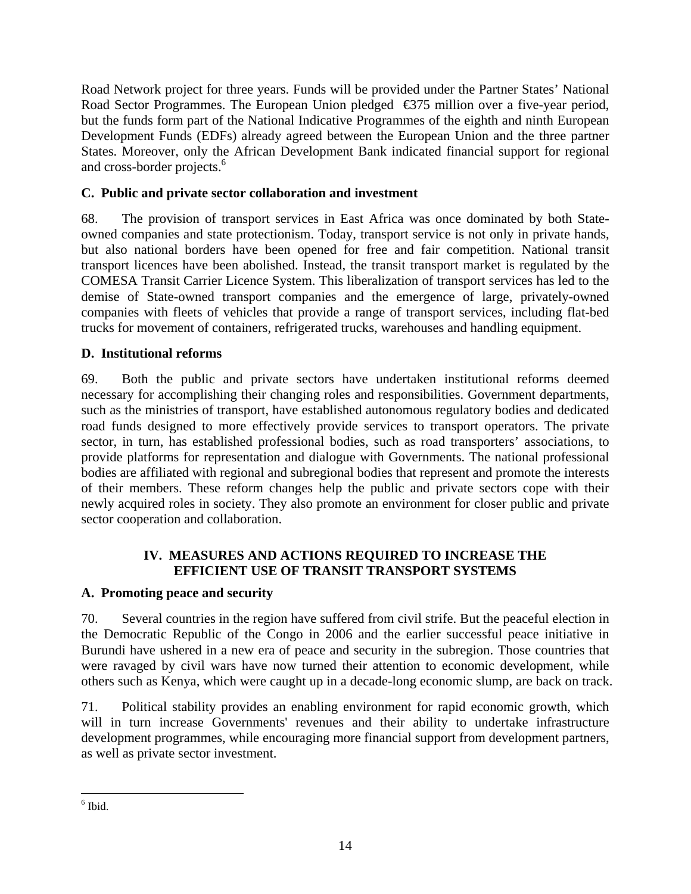Road Network project for three years. Funds will be provided under the Partner States' National Road Sector Programmes. The European Union pledged €375 million over a five-year period, but the funds form part of the National Indicative Programmes of the eighth and ninth European Development Funds (EDFs) already agreed between the European Union and the three partner States. Moreover, only the African Development Bank indicated financial support for regional and cross-border projects.[6]

### C. Public and private sector collaboration and investment

68. The provision of transport services in East Africa was once dominated by both State-owned companies and state protectionism. Today, transport service is not only in private hands, but also national borders have been opened for free and fair competition. National transit transport licences have been abolished. Instead, the transit transport market is regulated by the COMESA Transit Carrier Licence System. This liberalization of transport services has led to the demise of State-owned transport companies and the emergence of large, privately-owned companies with fleets of vehicles that provide a range of transport services, including flat-bed trucks for movement of containers, refrigerated trucks, warehouses and handling equipment.

### D. Institutional reforms

69. Both the public and private sectors have undertaken institutional reforms deemed necessary for accomplishing their changing roles and responsibilities. Government departments, such as the ministries of transport, have established autonomous regulatory bodies and dedicated road funds designed to more effectively provide services to transport operators. The private sector, in turn, has established professional bodies, such as road transporters' associations, to provide platforms for representation and dialogue with Governments. The national professional bodies are affiliated with regional and subregional bodies that represent and promote the interests of their members. These reform changes help the public and private sectors cope with their newly acquired roles in society. They also promote an environment for closer public and private sector cooperation and collaboration.

## IV. MEASURES AND ACTIONS REQUIRED TO INCREASE THE EFFICIENT USE OF TRANSIT TRANSPORT SYSTEMS

### A. Promoting peace and security

70. Several countries in the region have suffered from civil strife. But the peaceful election in the Democratic Republic of the Congo in 2006 and the earlier successful peace initiative in Burundi have ushered in a new era of peace and security in the subregion. Those countries that were ravaged by civil wars have now turned their attention to economic development, while others such as Kenya, which were caught up in a decade-long economic slump, are back on track.

71. Political stability provides an enabling environment for rapid economic growth, which will in turn increase Governments' revenues and their ability to undertake infrastructure development programmes, while encouraging more financial support from development partners, as well as private sector investment.

---

[6] Ibid.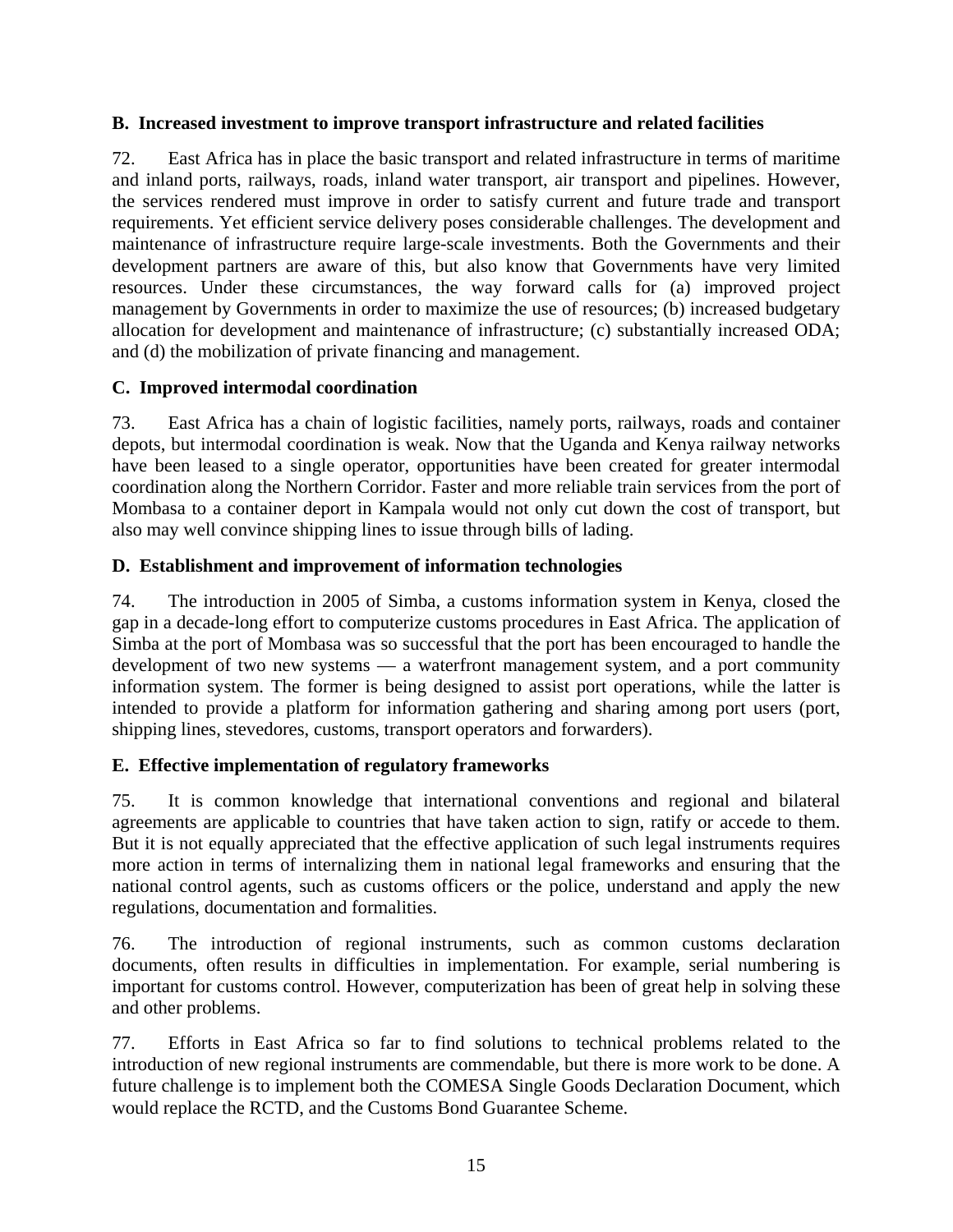### B. Increased investment to improve transport infrastructure and related facilities

72. East Africa has in place the basic transport and related infrastructure in terms of maritime and inland ports, railways, roads, inland water transport, air transport and pipelines. However, the services rendered must improve in order to satisfy current and future trade and transport requirements. Yet efficient service delivery poses considerable challenges. The development and maintenance of infrastructure require large-scale investments. Both the Governments and their development partners are aware of this, but also know that Governments have very limited resources. Under these circumstances, the way forward calls for (a) improved project management by Governments in order to maximize the use of resources; (b) increased budgetary allocation for development and maintenance of infrastructure; (c) substantially increased ODA; and (d) the mobilization of private financing and management.

### C. Improved intermodal coordination

73. East Africa has a chain of logistic facilities, namely ports, railways, roads and container depots, but intermodal coordination is weak. Now that the Uganda and Kenya railway networks have been leased to a single operator, opportunities have been created for greater intermodal coordination along the Northern Corridor. Faster and more reliable train services from the port of Mombasa to a container deport in Kampala would not only cut down the cost of transport, but also may well convince shipping lines to issue through bills of lading.

### D. Establishment and improvement of information technologies

74. The introduction in 2005 of Simba, a customs information system in Kenya, closed the gap in a decade-long effort to computerize customs procedures in East Africa. The application of Simba at the port of Mombasa was so successful that the port has been encouraged to handle the development of two new systems — a waterfront management system, and a port community information system. The former is being designed to assist port operations, while the latter is intended to provide a platform for information gathering and sharing among port users (port, shipping lines, stevedores, customs, transport operators and forwarders).

### E. Effective implementation of regulatory frameworks

75. It is common knowledge that international conventions and regional and bilateral agreements are applicable to countries that have taken action to sign, ratify or accede to them. But it is not equally appreciated that the effective application of such legal instruments requires more action in terms of internalizing them in national legal frameworks and ensuring that the national control agents, such as customs officers or the police, understand and apply the new regulations, documentation and formalities.

76. The introduction of regional instruments, such as common customs declaration documents, often results in difficulties in implementation. For example, serial numbering is important for customs control. However, computerization has been of great help in solving these and other problems.

77. Efforts in East Africa so far to find solutions to technical problems related to the introduction of new regional instruments are commendable, but there is more work to be done. A future challenge is to implement both the COMESA Single Goods Declaration Document, which would replace the RCTD, and the Customs Bond Guarantee Scheme.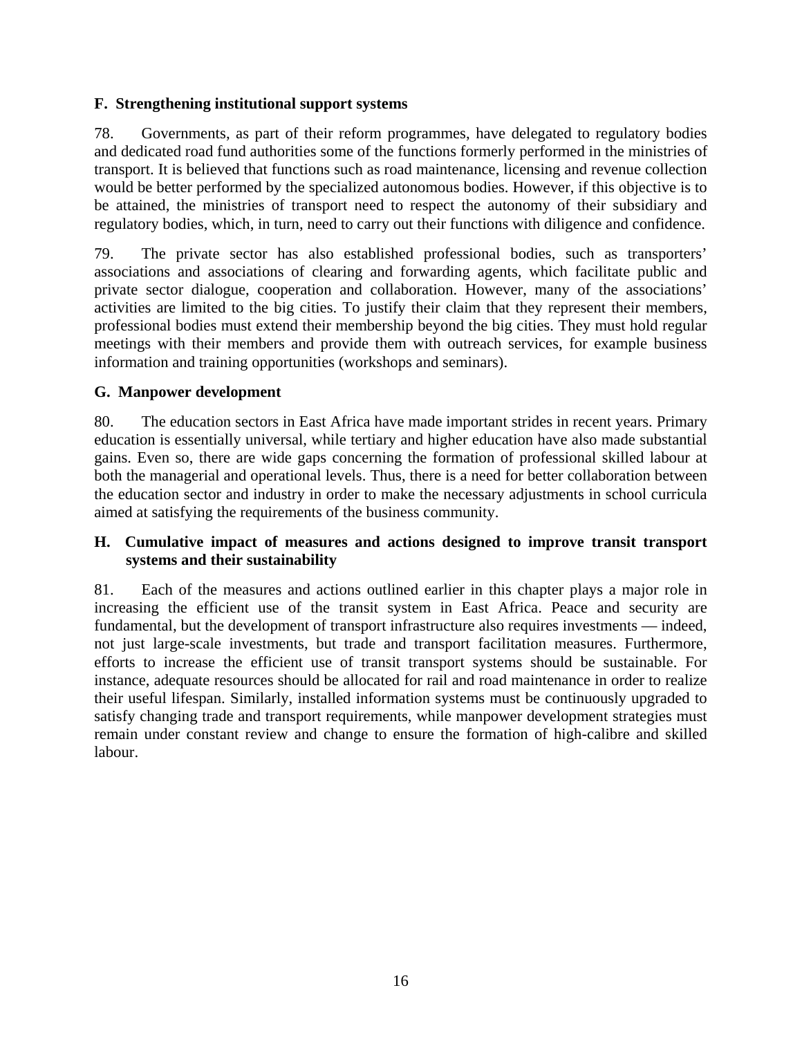### F. Strengthening institutional support systems

78. Governments, as part of their reform programmes, have delegated to regulatory bodies and dedicated road fund authorities some of the functions formerly performed in the ministries of transport. It is believed that functions such as road maintenance, licensing and revenue collection would be better performed by the specialized autonomous bodies. However, if this objective is to be attained, the ministries of transport need to respect the autonomy of their subsidiary and regulatory bodies, which, in turn, need to carry out their functions with diligence and confidence.

79. The private sector has also established professional bodies, such as transporters' associations and associations of clearing and forwarding agents, which facilitate public and private sector dialogue, cooperation and collaboration. However, many of the associations' activities are limited to the big cities. To justify their claim that they represent their members, professional bodies must extend their membership beyond the big cities. They must hold regular meetings with their members and provide them with outreach services, for example business information and training opportunities (workshops and seminars).

### G. Manpower development

80. The education sectors in East Africa have made important strides in recent years. Primary education is essentially universal, while tertiary and higher education have also made substantial gains. Even so, there are wide gaps concerning the formation of professional skilled labour at both the managerial and operational levels. Thus, there is a need for better collaboration between the education sector and industry in order to make the necessary adjustments in school curricula aimed at satisfying the requirements of the business community.

### H. Cumulative impact of measures and actions designed to improve transit transport systems and their sustainability

81. Each of the measures and actions outlined earlier in this chapter plays a major role in increasing the efficient use of the transit system in East Africa. Peace and security are fundamental, but the development of transport infrastructure also requires investments — indeed, not just large-scale investments, but trade and transport facilitation measures. Furthermore, efforts to increase the efficient use of transit transport systems should be sustainable. For instance, adequate resources should be allocated for rail and road maintenance in order to realize their useful lifespan. Similarly, installed information systems must be continuously upgraded to satisfy changing trade and transport requirements, while manpower development strategies must remain under constant review and change to ensure the formation of high-calibre and skilled labour.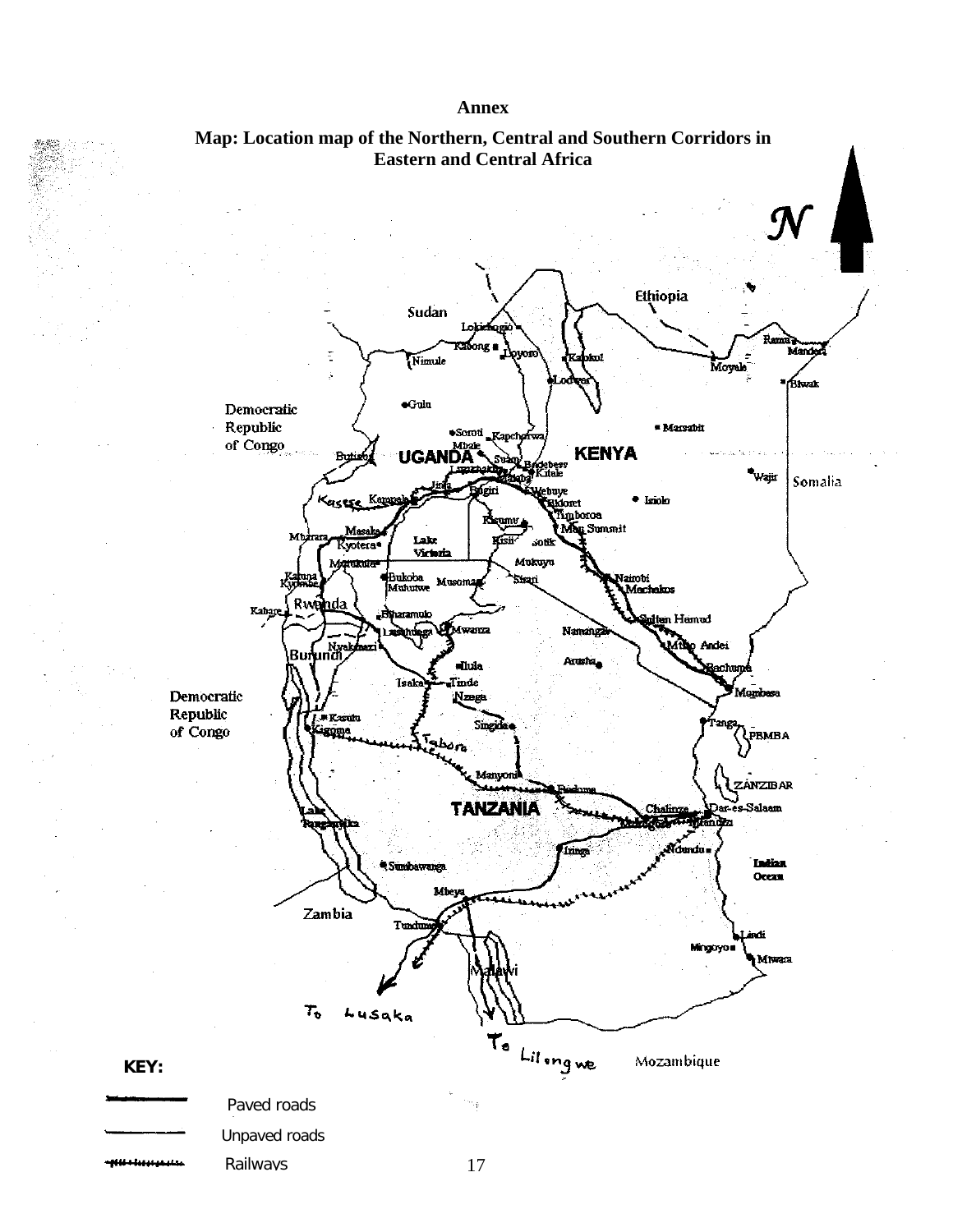# Annex

## Map: Location map of the Northern, Central and Southern Corridors in Eastern and Central Africa

N

Ethiopia

Sudan

Lokichogio

Kabong

Loyoro

Kapkol

Nimule

Moyale

Rama

Mandera

Lodwar

Biwak

Gulu

Democratic Republic of Congo

Soroti

Kapchorwa

Marsabit

Mbale

UGANDA

KENYA

Butiaba

Suam

Bedebess

Kitale

Wajir

Somalia

Lugazi

Jinja

Bugiri

Webuye

Eldoret

Isiolo

Kasese

Kampala

Timboroa

Kisumu

Mau Summit

Mbarara

Masaka

Kyotera

Lake Victoria

Kisii

Sotik

Mutukula

Mukuyu

Kabuna

Kyombe

Bukoba

Muhutwe

Musoma

Sirari

Nairobi

Machakos

Rwanda

Kabare

Biharamulo

Sultan Hamud

Lusahunga

Mwanza

Namanga

Mtito Andei

Nyakanazi

Burundi

Arusha

Ilula

Bachuma

Isaka

Tinde

Mombasa

Democratic Republic of Congo

Nzega

Kasulu

Kigoma

Singida

Tanga

PBMBA

Tabora

Manyoni

ZANZIBAR

Dodoma

TANZANIA

Chalinze

Dar-es-Salaam

Lake Tanganyika

Morogoro

Mlandizi

Iringa

Ndundu

Indian Ocean

Sumbawanga

Mbeya

Zambia

Tunduma

Lindi

Mingoyo

Mtwara

Malawi

To Lusaka

To Lilongwe

Mozambique

**KEY:**

Paved roads

Unpaved roads

Railways